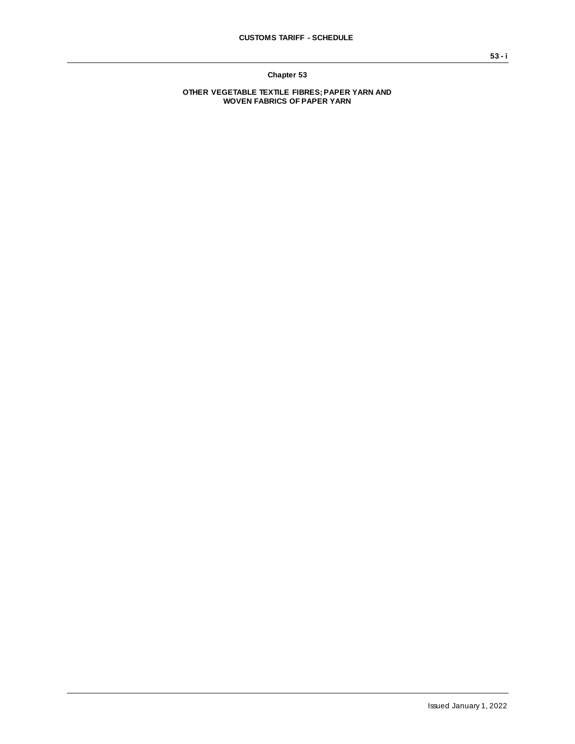# Chapter 53

## OTHER VEGETABLE TEXTILE FIBRES; PAPER YARN AND WOVEN FABRICS OF PAPER YARN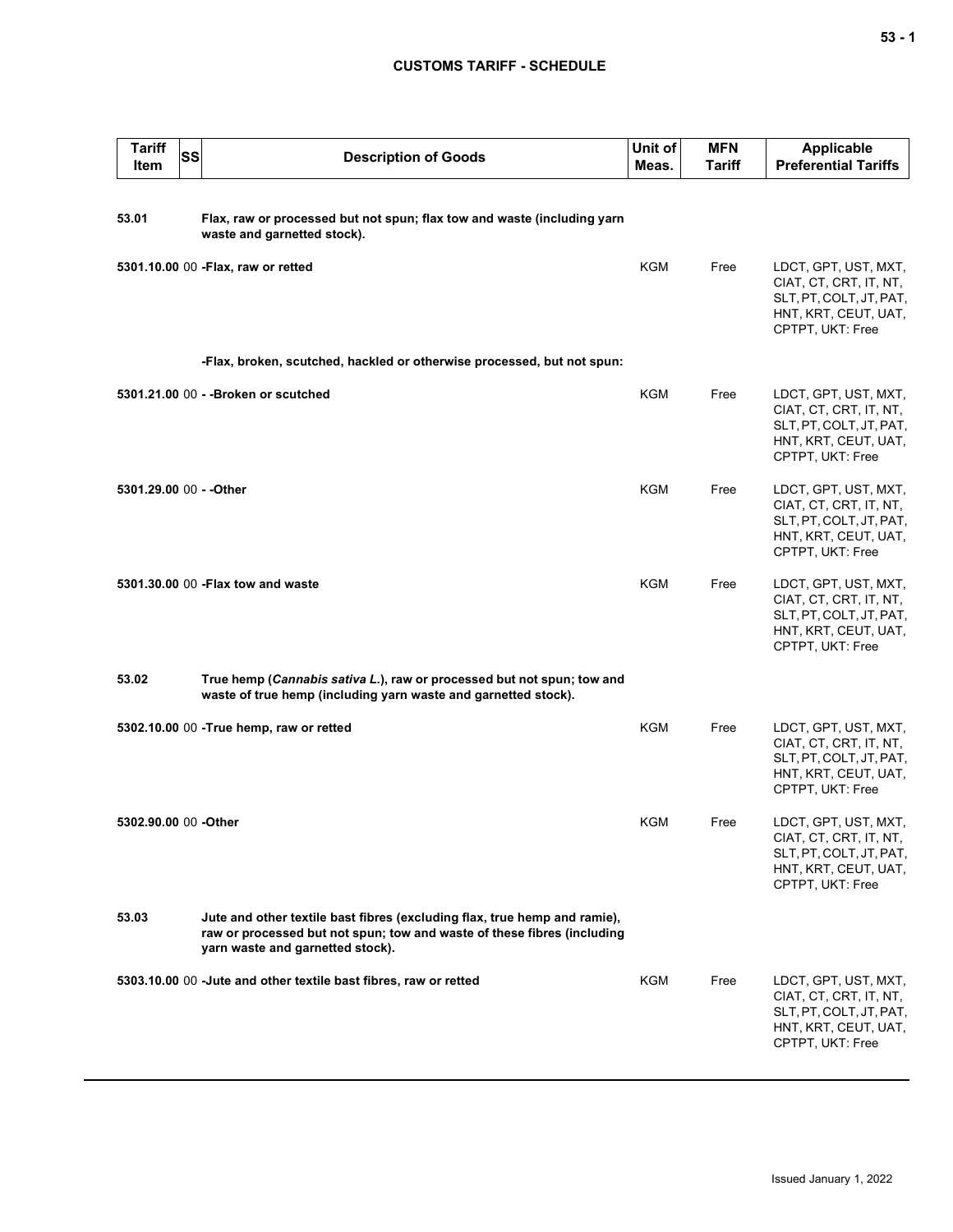# CUSTOMS TARIFF - SCHEDULE

| Tariff Item | SS | Description of Goods | Unit of Meas. | MFN Tariff | Applicable Preferential Tariffs |
|---|---|---|---|---|---|
| 53.01 | | **Flax, raw or processed but not spun; flax tow and waste (including yarn waste and garnetted stock).** | | | |
| 5301.10.00 | 00 | **-Flax, raw or retted** | KGM | Free | LDCT, GPT, UST, MXT, CIAT, CT, CRT, IT, NT, SLT, PT, COLT, JT, PAT, HNT, KRT, CEUT, UAT, CPTPT, UKT: Free |
| | | **-Flax, broken, scutched, hackled or otherwise processed, but not spun:** | | | |
| 5301.21.00 | 00 | **- -Broken or scutched** | KGM | Free | LDCT, GPT, UST, MXT, CIAT, CT, CRT, IT, NT, SLT, PT, COLT, JT, PAT, HNT, KRT, CEUT, UAT, CPTPT, UKT: Free |
| 5301.29.00 | 00 | **- -Other** | KGM | Free | LDCT, GPT, UST, MXT, CIAT, CT, CRT, IT, NT, SLT, PT, COLT, JT, PAT, HNT, KRT, CEUT, UAT, CPTPT, UKT: Free |
| 5301.30.00 | 00 | **-Flax tow and waste** | KGM | Free | LDCT, GPT, UST, MXT, CIAT, CT, CRT, IT, NT, SLT, PT, COLT, JT, PAT, HNT, KRT, CEUT, UAT, CPTPT, UKT: Free |
| 53.02 | | **True hemp (*Cannabis sativa L.*), raw or processed but not spun; tow and waste of true hemp (including yarn waste and garnetted stock).** | | | |
| 5302.10.00 | 00 | **-True hemp, raw or retted** | KGM | Free | LDCT, GPT, UST, MXT, CIAT, CT, CRT, IT, NT, SLT, PT, COLT, JT, PAT, HNT, KRT, CEUT, UAT, CPTPT, UKT: Free |
| 5302.90.00 | 00 | **-Other** | KGM | Free | LDCT, GPT, UST, MXT, CIAT, CT, CRT, IT, NT, SLT, PT, COLT, JT, PAT, HNT, KRT, CEUT, UAT, CPTPT, UKT: Free |
| 53.03 | | **Jute and other textile bast fibres (excluding flax, true hemp and ramie), raw or processed but not spun; tow and waste of these fibres (including yarn waste and garnetted stock).** | | | |
| 5303.10.00 | 00 | **-Jute and other textile bast fibres, raw or retted** | KGM | Free | LDCT, GPT, UST, MXT, CIAT, CT, CRT, IT, NT, SLT, PT, COLT, JT, PAT, HNT, KRT, CEUT, UAT, CPTPT, UKT: Free |

Issued January 1, 2022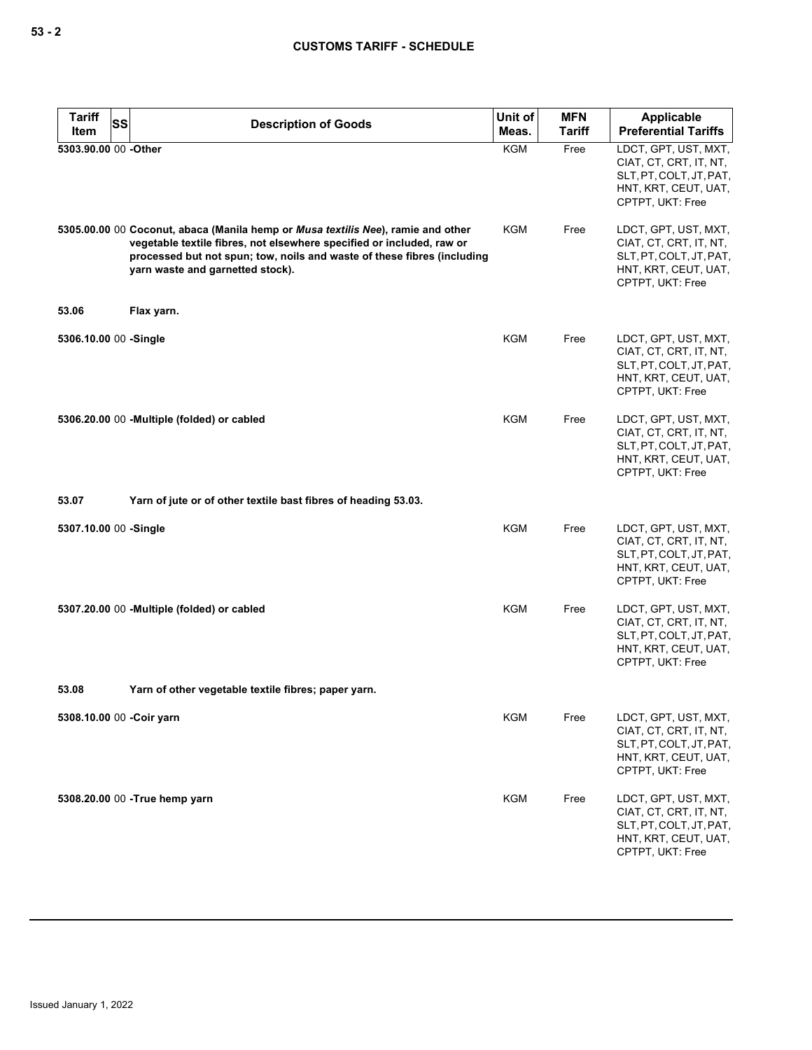| Tariff Item | SS | Description of Goods | Unit of Meas. | MFN Tariff | Applicable Preferential Tariffs |
|---|---|---|---|---|---|
| 5303.90.00 | 00 | **-Other** | KGM | Free | LDCT, GPT, UST, MXT, CIAT, CT, CRT, IT, NT, SLT, PT, COLT, JT, PAT, HNT, KRT, CEUT, UAT, CPTPT, UKT: Free |
| 5305.00.00 | 00 | **Coconut, abaca (Manila hemp or *Musa textilis Nee*), ramie and other vegetable textile fibres, not elsewhere specified or included, raw or processed but not spun; tow, noils and waste of these fibres (including yarn waste and garnetted stock).** | KGM | Free | LDCT, GPT, UST, MXT, CIAT, CT, CRT, IT, NT, SLT, PT, COLT, JT, PAT, HNT, KRT, CEUT, UAT, CPTPT, UKT: Free |
| 53.06 | | **Flax yarn.** | | | |
| 5306.10.00 | 00 | **-Single** | KGM | Free | LDCT, GPT, UST, MXT, CIAT, CT, CRT, IT, NT, SLT, PT, COLT, JT, PAT, HNT, KRT, CEUT, UAT, CPTPT, UKT: Free |
| 5306.20.00 | 00 | **-Multiple (folded) or cabled** | KGM | Free | LDCT, GPT, UST, MXT, CIAT, CT, CRT, IT, NT, SLT, PT, COLT, JT, PAT, HNT, KRT, CEUT, UAT, CPTPT, UKT: Free |
| 53.07 | | **Yarn of jute or of other textile bast fibres of heading 53.03.** | | | |
| 5307.10.00 | 00 | **-Single** | KGM | Free | LDCT, GPT, UST, MXT, CIAT, CT, CRT, IT, NT, SLT, PT, COLT, JT, PAT, HNT, KRT, CEUT, UAT, CPTPT, UKT: Free |
| 5307.20.00 | 00 | **-Multiple (folded) or cabled** | KGM | Free | LDCT, GPT, UST, MXT, CIAT, CT, CRT, IT, NT, SLT, PT, COLT, JT, PAT, HNT, KRT, CEUT, UAT, CPTPT, UKT: Free |
| 53.08 | | **Yarn of other vegetable textile fibres; paper yarn.** | | | |
| 5308.10.00 | 00 | **-Coir yarn** | KGM | Free | LDCT, GPT, UST, MXT, CIAT, CT, CRT, IT, NT, SLT, PT, COLT, JT, PAT, HNT, KRT, CEUT, UAT, CPTPT, UKT: Free |
| 5308.20.00 | 00 | **-True hemp yarn** | KGM | Free | LDCT, GPT, UST, MXT, CIAT, CT, CRT, IT, NT, SLT, PT, COLT, JT, PAT, HNT, KRT, CEUT, UAT, CPTPT, UKT: Free |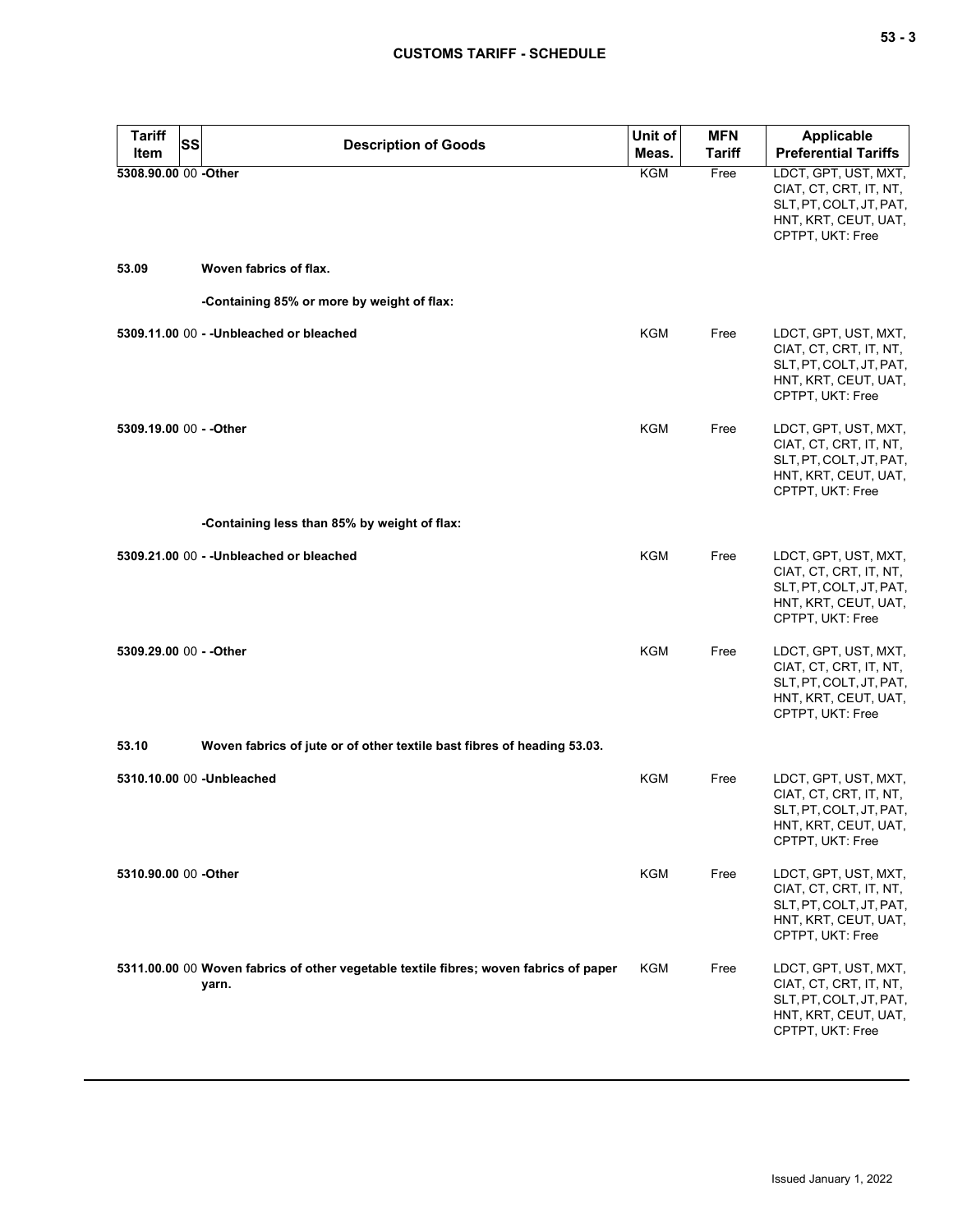| Tariff Item | SS | Description of Goods | Unit of Meas. | MFN Tariff | Applicable Preferential Tariffs |
|---|---|---|---|---|---|
| 5308.90.00 | 00 | -Other | KGM | Free | LDCT, GPT, UST, MXT, CIAT, CT, CRT, IT, NT, SLT, PT, COLT, JT, PAT, HNT, KRT, CEUT, UAT, CPTPT, UKT: Free |
| 53.09 | | **Woven fabrics of flax.** | | | |
| | | -Containing 85% or more by weight of flax: | | | |
| 5309.11.00 | 00 | - -Unbleached or bleached | KGM | Free | LDCT, GPT, UST, MXT, CIAT, CT, CRT, IT, NT, SLT, PT, COLT, JT, PAT, HNT, KRT, CEUT, UAT, CPTPT, UKT: Free |
| 5309.19.00 | 00 | - -Other | KGM | Free | LDCT, GPT, UST, MXT, CIAT, CT, CRT, IT, NT, SLT, PT, COLT, JT, PAT, HNT, KRT, CEUT, UAT, CPTPT, UKT: Free |
| | | -Containing less than 85% by weight of flax: | | | |
| 5309.21.00 | 00 | - -Unbleached or bleached | KGM | Free | LDCT, GPT, UST, MXT, CIAT, CT, CRT, IT, NT, SLT, PT, COLT, JT, PAT, HNT, KRT, CEUT, UAT, CPTPT, UKT: Free |
| 5309.29.00 | 00 | - -Other | KGM | Free | LDCT, GPT, UST, MXT, CIAT, CT, CRT, IT, NT, SLT, PT, COLT, JT, PAT, HNT, KRT, CEUT, UAT, CPTPT, UKT: Free |
| 53.10 | | **Woven fabrics of jute or of other textile bast fibres of heading 53.03.** | | | |
| 5310.10.00 | 00 | -Unbleached | KGM | Free | LDCT, GPT, UST, MXT, CIAT, CT, CRT, IT, NT, SLT, PT, COLT, JT, PAT, HNT, KRT, CEUT, UAT, CPTPT, UKT: Free |
| 5310.90.00 | 00 | -Other | KGM | Free | LDCT, GPT, UST, MXT, CIAT, CT, CRT, IT, NT, SLT, PT, COLT, JT, PAT, HNT, KRT, CEUT, UAT, CPTPT, UKT: Free |
| 5311.00.00 | 00 | **Woven fabrics of other vegetable textile fibres; woven fabrics of paper yarn.** | KGM | Free | LDCT, GPT, UST, MXT, CIAT, CT, CRT, IT, NT, SLT, PT, COLT, JT, PAT, HNT, KRT, CEUT, UAT, CPTPT, UKT: Free |